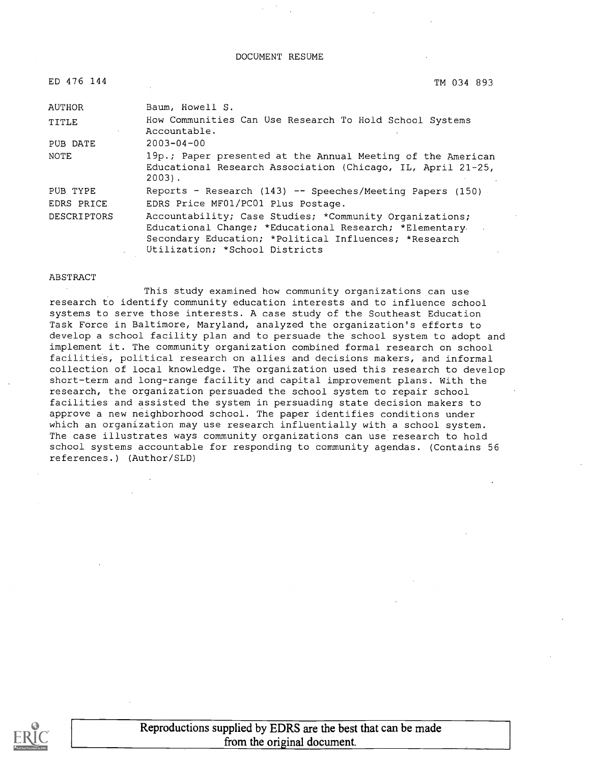DOCUMENT RESUME

| | |
|---|---|
| ED 476 144 | TM 034 893 |
| AUTHOR | Baum, Howell S. |
| TITLE | How Communities Can Use Research To Hold School Systems Accountable. |
| PUB DATE | 2003-04-00 |
| NOTE | 19p.; Paper presented at the Annual Meeting of the American Educational Research Association (Chicago, IL, April 21-25, 2003). |
| PUB TYPE | Reports - Research (143) -- Speeches/Meeting Papers (150) |
| EDRS PRICE | EDRS Price MF01/PC01 Plus Postage. |
| DESCRIPTORS | Accountability; Case Studies; *Community Organizations; Educational Change; *Educational Research; *Elementary Secondary Education; *Political Influences; *Research Utilization; *School Districts |

ABSTRACT

This study examined how community organizations can use research to identify community education interests and to influence school systems to serve those interests. A case study of the Southeast Education Task Force in Baltimore, Maryland, analyzed the organization's efforts to develop a school facility plan and to persuade the school system to adopt and implement it. The community organization combined formal research on school facilities, political research on allies and decisions makers, and informal collection of local knowledge. The organization used this research to develop short-term and long-range facility and capital improvement plans. With the research, the organization persuaded the school system to repair school facilities and assisted the system in persuading state decision makers to approve a new neighborhood school. The paper identifies conditions under which an organization may use research influentially with a school system. The case illustrates ways community organizations can use research to hold school systems accountable for responding to community agendas. (Contains 56 references.) (Author/SLD)

Reproductions supplied by EDRS are the best that can be made from the original document.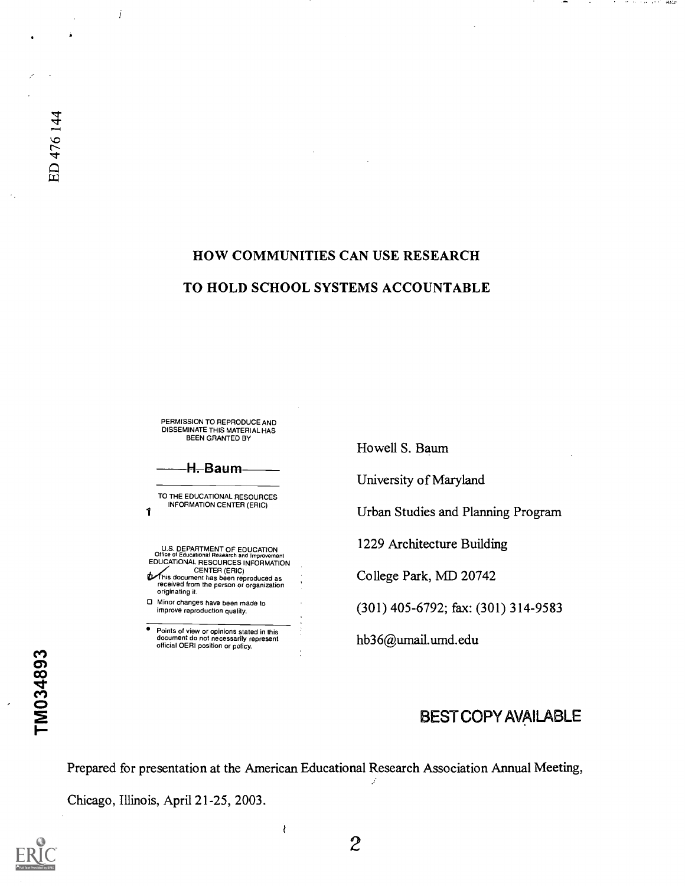ED 476 144

# HOW COMMUNITIES CAN USE RESEARCH TO HOLD SCHOOL SYSTEMS ACCOUNTABLE

PERMISSION TO REPRODUCE AND DISSEMINATE THIS MATERIAL HAS BEEN GRANTED BY

H. Baum

TO THE EDUCATIONAL RESOURCES INFORMATION CENTER (ERIC)

U.S. DEPARTMENT OF EDUCATION
Office of Educational Research and Improvement
EDUCATIONAL RESOURCES INFORMATION CENTER (ERIC)

- This document has been reproduced as received from the person or organization originating it.
- Minor changes have been made to improve reproduction quality.
- Points of view or opinions stated in this document do not necessarily represent official OERI position or policy.

Howell S. Baum

University of Maryland

Urban Studies and Planning Program

1229 Architecture Building

College Park, MD 20742

(301) 405-6792; fax: (301) 314-9583

hb36@umail.umd.edu

TM034893

BEST COPY AVAILABLE

Prepared for presentation at the American Educational Research Association Annual Meeting, Chicago, Illinois, April 21-25, 2003.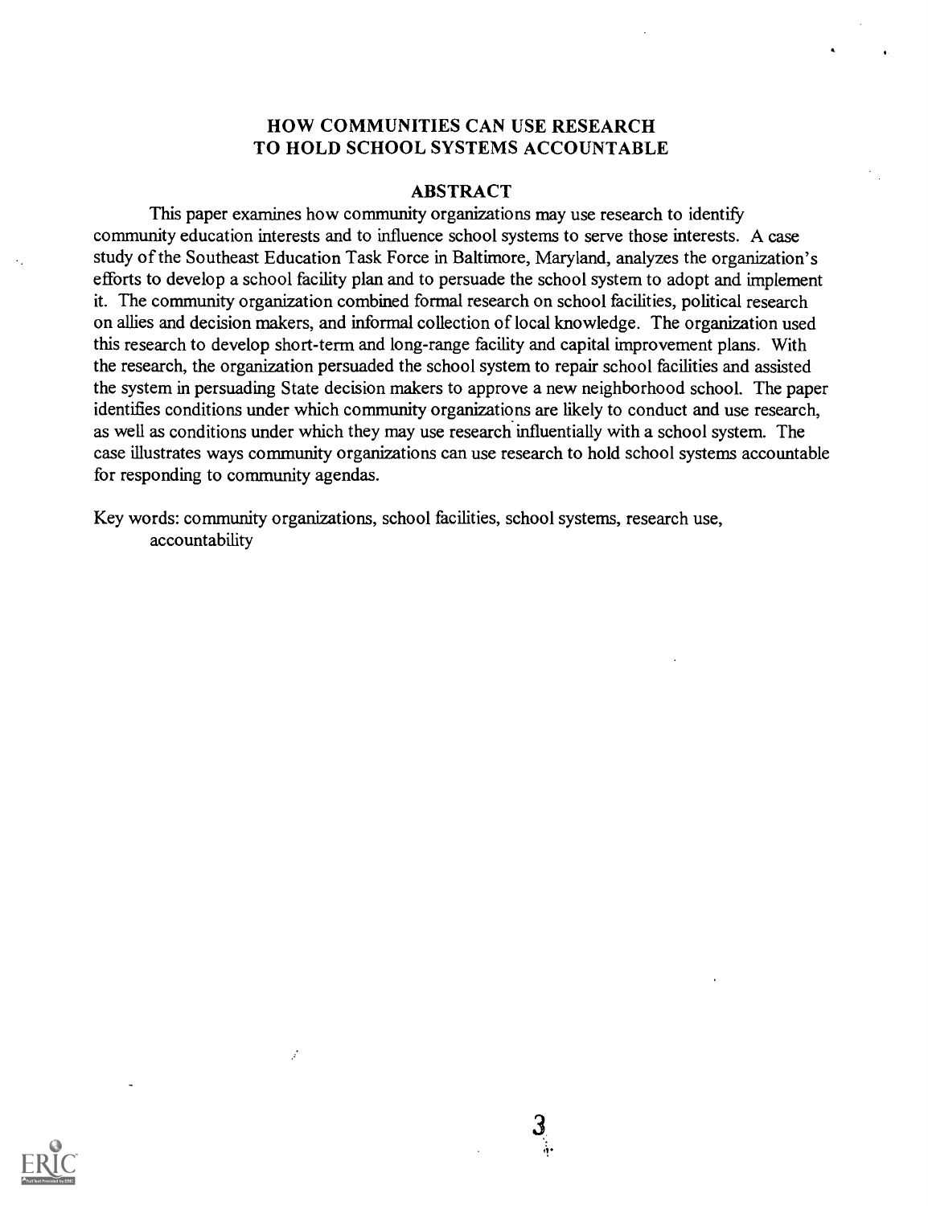# HOW COMMUNITIES CAN USE RESEARCH TO HOLD SCHOOL SYSTEMS ACCOUNTABLE

## ABSTRACT

This paper examines how community organizations may use research to identify community education interests and to influence school systems to serve those interests. A case study of the Southeast Education Task Force in Baltimore, Maryland, analyzes the organization's efforts to develop a school facility plan and to persuade the school system to adopt and implement it. The community organization combined formal research on school facilities, political research on allies and decision makers, and informal collection of local knowledge. The organization used this research to develop short-term and long-range facility and capital improvement plans. With the research, the organization persuaded the school system to repair school facilities and assisted the system in persuading State decision makers to approve a new neighborhood school. The paper identifies conditions under which community organizations are likely to conduct and use research, as well as conditions under which they may use research influentially with a school system. The case illustrates ways community organizations can use research to hold school systems accountable for responding to community agendas.

Key words: community organizations, school facilities, school systems, research use, accountability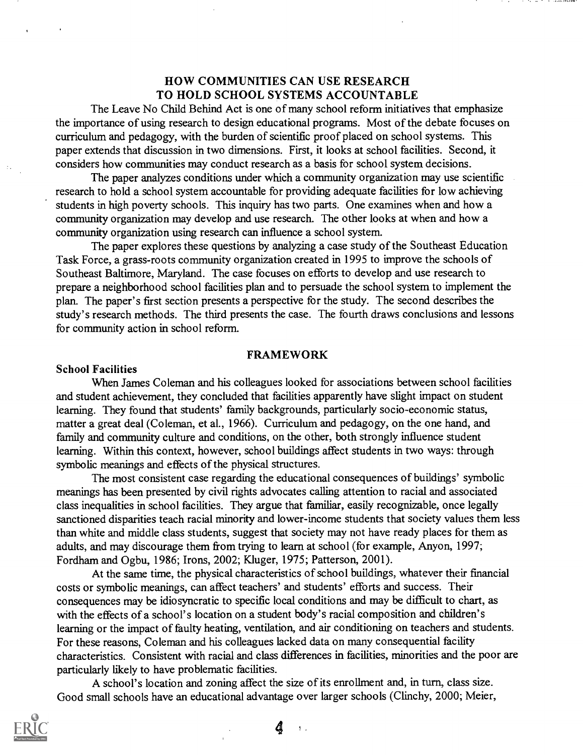## HOW COMMUNITIES CAN USE RESEARCH TO HOLD SCHOOL SYSTEMS ACCOUNTABLE

The Leave No Child Behind Act is one of many school reform initiatives that emphasize the importance of using research to design educational programs. Most of the debate focuses on curriculum and pedagogy, with the burden of scientific proof placed on school systems. This paper extends that discussion in two dimensions. First, it looks at school facilities. Second, it considers how communities may conduct research as a basis for school system decisions.

The paper analyzes conditions under which a community organization may use scientific research to hold a school system accountable for providing adequate facilities for low achieving students in high poverty schools. This inquiry has two parts. One examines when and how a community organization may develop and use research. The other looks at when and how a community organization using research can influence a school system.

The paper explores these questions by analyzing a case study of the Southeast Education Task Force, a grass-roots community organization created in 1995 to improve the schools of Southeast Baltimore, Maryland. The case focuses on efforts to develop and use research to prepare a neighborhood school facilities plan and to persuade the school system to implement the plan. The paper's first section presents a perspective for the study. The second describes the study's research methods. The third presents the case. The fourth draws conclusions and lessons for community action in school reform.

## FRAMEWORK

### School Facilities

When James Coleman and his colleagues looked for associations between school facilities and student achievement, they concluded that facilities apparently have slight impact on student learning. They found that students' family backgrounds, particularly socio-economic status, matter a great deal (Coleman, et al., 1966). Curriculum and pedagogy, on the one hand, and family and community culture and conditions, on the other, both strongly influence student learning. Within this context, however, school buildings affect students in two ways: through symbolic meanings and effects of the physical structures.

The most consistent case regarding the educational consequences of buildings' symbolic meanings has been presented by civil rights advocates calling attention to racial and associated class inequalities in school facilities. They argue that familiar, easily recognizable, once legally sanctioned disparities teach racial minority and lower-income students that society values them less than white and middle class students, suggest that society may not have ready places for them as adults, and may discourage them from trying to learn at school (for example, Anyon, 1997; Fordham and Ogbu, 1986; Irons, 2002; Kluger, 1975; Patterson, 2001).

At the same time, the physical characteristics of school buildings, whatever their financial costs or symbolic meanings, can affect teachers' and students' efforts and success. Their consequences may be idiosyncratic to specific local conditions and may be difficult to chart, as with the effects of a school's location on a student body's racial composition and children's learning or the impact of faulty heating, ventilation, and air conditioning on teachers and students. For these reasons, Coleman and his colleagues lacked data on many consequential facility characteristics. Consistent with racial and class differences in facilities, minorities and the poor are particularly likely to have problematic facilities.

A school's location and zoning affect the size of its enrollment and, in turn, class size. Good small schools have an educational advantage over larger schools (Clinchy, 2000; Meier,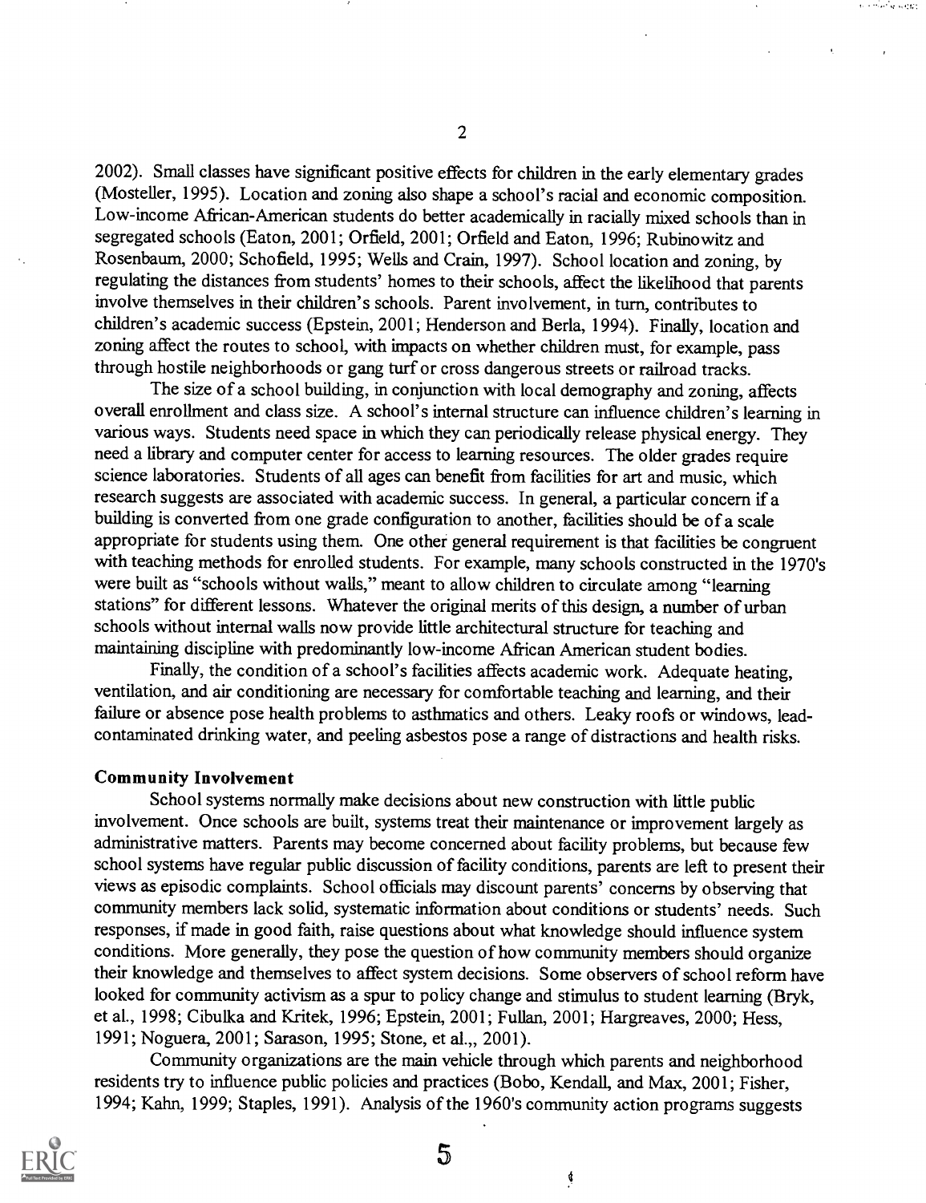2002). Small classes have significant positive effects for children in the early elementary grades (Mosteller, 1995). Location and zoning also shape a school's racial and economic composition. Low-income African-American students do better academically in racially mixed schools than in segregated schools (Eaton, 2001; Orfield, 2001; Orfield and Eaton, 1996; Rubinowitz and Rosenbaum, 2000; Schofield, 1995; Wells and Crain, 1997). School location and zoning, by regulating the distances from students' homes to their schools, affect the likelihood that parents involve themselves in their children's schools. Parent involvement, in turn, contributes to children's academic success (Epstein, 2001; Henderson and Berla, 1994). Finally, location and zoning affect the routes to school, with impacts on whether children must, for example, pass through hostile neighborhoods or gang turf or cross dangerous streets or railroad tracks.

The size of a school building, in conjunction with local demography and zoning, affects overall enrollment and class size. A school's internal structure can influence children's learning in various ways. Students need space in which they can periodically release physical energy. They need a library and computer center for access to learning resources. The older grades require science laboratories. Students of all ages can benefit from facilities for art and music, which research suggests are associated with academic success. In general, a particular concern if a building is converted from one grade configuration to another, facilities should be of a scale appropriate for students using them. One other general requirement is that facilities be congruent with teaching methods for enrolled students. For example, many schools constructed in the 1970's were built as "schools without walls," meant to allow children to circulate among "learning stations" for different lessons. Whatever the original merits of this design, a number of urban schools without internal walls now provide little architectural structure for teaching and maintaining discipline with predominantly low-income African American student bodies.

Finally, the condition of a school's facilities affects academic work. Adequate heating, ventilation, and air conditioning are necessary for comfortable teaching and learning, and their failure or absence pose health problems to asthmatics and others. Leaky roofs or windows, lead-contaminated drinking water, and peeling asbestos pose a range of distractions and health risks.

**Community Involvement**

School systems normally make decisions about new construction with little public involvement. Once schools are built, systems treat their maintenance or improvement largely as administrative matters. Parents may become concerned about facility problems, but because few school systems have regular public discussion of facility conditions, parents are left to present their views as episodic complaints. School officials may discount parents' concerns by observing that community members lack solid, systematic information about conditions or students' needs. Such responses, if made in good faith, raise questions about what knowledge should influence system conditions. More generally, they pose the question of how community members should organize their knowledge and themselves to affect system decisions. Some observers of school reform have looked for community activism as a spur to policy change and stimulus to student learning (Bryk, et al., 1998; Cibulka and Kritek, 1996; Epstein, 2001; Fullan, 2001; Hargreaves, 2000; Hess, 1991; Noguera, 2001; Sarason, 1995; Stone, et al.,, 2001).

Community organizations are the main vehicle through which parents and neighborhood residents try to influence public policies and practices (Bobo, Kendall, and Max, 2001; Fisher, 1994; Kahn, 1999; Staples, 1991). Analysis of the 1960's community action programs suggests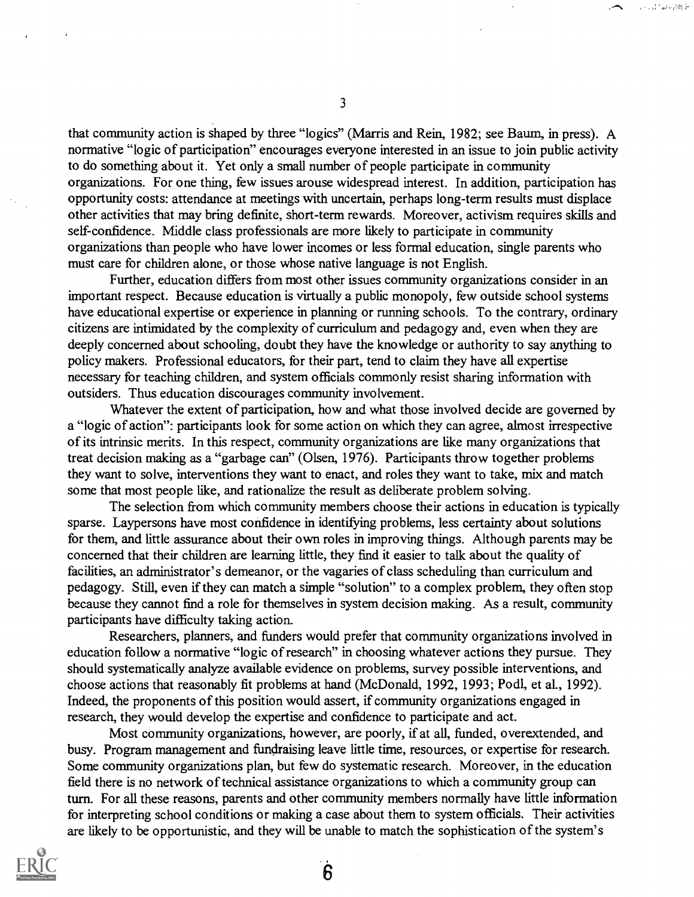that community action is shaped by three "logics" (Marris and Rein, 1982; see Baum, in press). A normative "logic of participation" encourages everyone interested in an issue to join public activity to do something about it. Yet only a small number of people participate in community organizations. For one thing, few issues arouse widespread interest. In addition, participation has opportunity costs: attendance at meetings with uncertain, perhaps long-term results must displace other activities that may bring definite, short-term rewards. Moreover, activism requires skills and self-confidence. Middle class professionals are more likely to participate in community organizations than people who have lower incomes or less formal education, single parents who must care for children alone, or those whose native language is not English.

Further, education differs from most other issues community organizations consider in an important respect. Because education is virtually a public monopoly, few outside school systems have educational expertise or experience in planning or running schools. To the contrary, ordinary citizens are intimidated by the complexity of curriculum and pedagogy and, even when they are deeply concerned about schooling, doubt they have the knowledge or authority to say anything to policy makers. Professional educators, for their part, tend to claim they have all expertise necessary for teaching children, and system officials commonly resist sharing information with outsiders. Thus education discourages community involvement.

Whatever the extent of participation, how and what those involved decide are governed by a "logic of action": participants look for some action on which they can agree, almost irrespective of its intrinsic merits. In this respect, community organizations are like many organizations that treat decision making as a "garbage can" (Olsen, 1976). Participants throw together problems they want to solve, interventions they want to enact, and roles they want to take, mix and match some that most people like, and rationalize the result as deliberate problem solving.

The selection from which community members choose their actions in education is typically sparse. Laypersons have most confidence in identifying problems, less certainty about solutions for them, and little assurance about their own roles in improving things. Although parents may be concerned that their children are learning little, they find it easier to talk about the quality of facilities, an administrator's demeanor, or the vagaries of class scheduling than curriculum and pedagogy. Still, even if they can match a simple "solution" to a complex problem, they often stop because they cannot find a role for themselves in system decision making. As a result, community participants have difficulty taking action.

Researchers, planners, and funders would prefer that community organizations involved in education follow a normative "logic of research" in choosing whatever actions they pursue. They should systematically analyze available evidence on problems, survey possible interventions, and choose actions that reasonably fit problems at hand (McDonald, 1992, 1993; Podl, et al., 1992). Indeed, the proponents of this position would assert, if community organizations engaged in research, they would develop the expertise and confidence to participate and act.

Most community organizations, however, are poorly, if at all, funded, overextended, and busy. Program management and fundraising leave little time, resources, or expertise for research. Some community organizations plan, but few do systematic research. Moreover, in the education field there is no network of technical assistance organizations to which a community group can turn. For all these reasons, parents and other community members normally have little information for interpreting school conditions or making a case about them to system officials. Their activities are likely to be opportunistic, and they will be unable to match the sophistication of the system's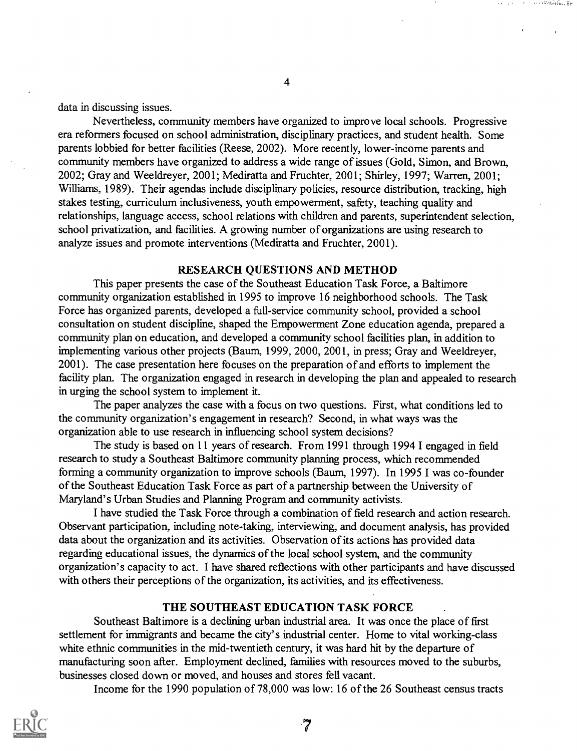data in discussing issues.

Nevertheless, community members have organized to improve local schools. Progressive era reformers focused on school administration, disciplinary practices, and student health. Some parents lobbied for better facilities (Reese, 2002). More recently, lower-income parents and community members have organized to address a wide range of issues (Gold, Simon, and Brown, 2002; Gray and Weeldreyer, 2001; Mediratta and Fruchter, 2001; Shirley, 1997; Warren, 2001; Williams, 1989). Their agendas include disciplinary policies, resource distribution, tracking, high stakes testing, curriculum inclusiveness, youth empowerment, safety, teaching quality and relationships, language access, school relations with children and parents, superintendent selection, school privatization, and facilities. A growing number of organizations are using research to analyze issues and promote interventions (Mediratta and Fruchter, 2001).

## RESEARCH QUESTIONS AND METHOD

This paper presents the case of the Southeast Education Task Force, a Baltimore community organization established in 1995 to improve 16 neighborhood schools. The Task Force has organized parents, developed a full-service community school, provided a school consultation on student discipline, shaped the Empowerment Zone education agenda, prepared a community plan on education, and developed a community school facilities plan, in addition to implementing various other projects (Baum, 1999, 2000, 2001, in press; Gray and Weeldreyer, 2001). The case presentation here focuses on the preparation of and efforts to implement the facility plan. The organization engaged in research in developing the plan and appealed to research in urging the school system to implement it.

The paper analyzes the case with a focus on two questions. First, what conditions led to the community organization's engagement in research? Second, in what ways was the organization able to use research in influencing school system decisions?

The study is based on 11 years of research. From 1991 through 1994 I engaged in field research to study a Southeast Baltimore community planning process, which recommended forming a community organization to improve schools (Baum, 1997). In 1995 I was co-founder of the Southeast Education Task Force as part of a partnership between the University of Maryland's Urban Studies and Planning Program and community activists.

I have studied the Task Force through a combination of field research and action research. Observant participation, including note-taking, interviewing, and document analysis, has provided data about the organization and its activities. Observation of its actions has provided data regarding educational issues, the dynamics of the local school system, and the community organization's capacity to act. I have shared reflections with other participants and have discussed with others their perceptions of the organization, its activities, and its effectiveness.

## THE SOUTHEAST EDUCATION TASK FORCE

Southeast Baltimore is a declining urban industrial area. It was once the place of first settlement for immigrants and became the city's industrial center. Home to vital working-class white ethnic communities in the mid-twentieth century, it was hard hit by the departure of manufacturing soon after. Employment declined, families with resources moved to the suburbs, businesses closed down or moved, and houses and stores fell vacant.

Income for the 1990 population of 78,000 was low: 16 of the 26 Southeast census tracts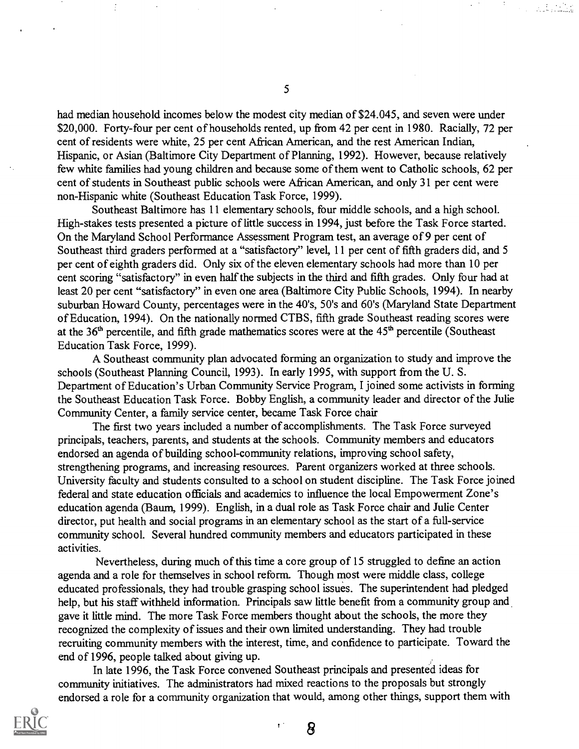had median household incomes below the modest city median of $24.045, and seven were under $20,000. Forty-four per cent of households rented, up from 42 per cent in 1980. Racially, 72 per cent of residents were white, 25 per cent African American, and the rest American Indian, Hispanic, or Asian (Baltimore City Department of Planning, 1992). However, because relatively few white families had young children and because some of them went to Catholic schools, 62 per cent of students in Southeast public schools were African American, and only 31 per cent were non-Hispanic white (Southeast Education Task Force, 1999).

Southeast Baltimore has 11 elementary schools, four middle schools, and a high school. High-stakes tests presented a picture of little success in 1994, just before the Task Force started. On the Maryland School Performance Assessment Program test, an average of 9 per cent of Southeast third graders performed at a "satisfactory" level, 11 per cent of fifth graders did, and 5 per cent of eighth graders did. Only six of the eleven elementary schools had more than 10 per cent scoring "satisfactory" in even half the subjects in the third and fifth grades. Only four had at least 20 per cent "satisfactory" in even one area (Baltimore City Public Schools, 1994). In nearby suburban Howard County, percentages were in the 40's, 50's and 60's (Maryland State Department of Education, 1994). On the nationally normed CTBS, fifth grade Southeast reading scores were at the 36th percentile, and fifth grade mathematics scores were at the 45th percentile (Southeast Education Task Force, 1999).

A Southeast community plan advocated forming an organization to study and improve the schools (Southeast Planning Council, 1993). In early 1995, with support from the U. S. Department of Education's Urban Community Service Program, I joined some activists in forming the Southeast Education Task Force. Bobby English, a community leader and director of the Julie Community Center, a family service center, became Task Force chair

The first two years included a number of accomplishments. The Task Force surveyed principals, teachers, parents, and students at the schools. Community members and educators endorsed an agenda of building school-community relations, improving school safety, strengthening programs, and increasing resources. Parent organizers worked at three schools. University faculty and students consulted to a school on student discipline. The Task Force joined federal and state education officials and academics to influence the local Empowerment Zone's education agenda (Baum, 1999). English, in a dual role as Task Force chair and Julie Center director, put health and social programs in an elementary school as the start of a full-service community school. Several hundred community members and educators participated in these activities.

Nevertheless, during much of this time a core group of 15 struggled to define an action agenda and a role for themselves in school reform. Though most were middle class, college educated professionals, they had trouble grasping school issues. The superintendent had pledged help, but his staff withheld information. Principals saw little benefit from a community group and gave it little mind. The more Task Force members thought about the schools, the more they recognized the complexity of issues and their own limited understanding. They had trouble recruiting community members with the interest, time, and confidence to participate. Toward the end of 1996, people talked about giving up.

In late 1996, the Task Force convened Southeast principals and presented ideas for community initiatives. The administrators had mixed reactions to the proposals but strongly endorsed a role for a community organization that would, among other things, support them with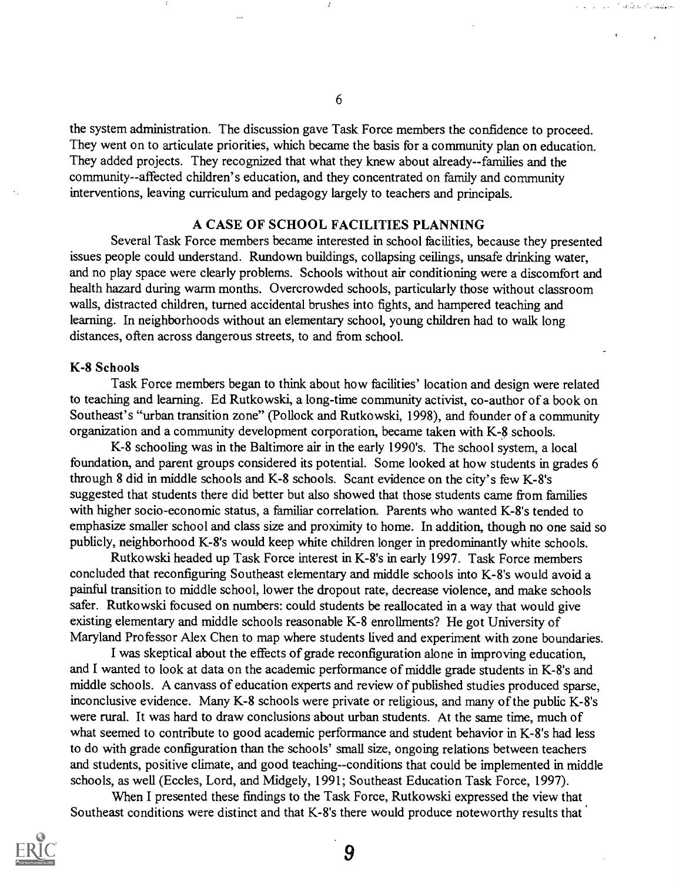the system administration. The discussion gave Task Force members the confidence to proceed. They went on to articulate priorities, which became the basis for a community plan on education. They added projects. They recognized that what they knew about already--families and the community--affected children's education, and they concentrated on family and community interventions, leaving curriculum and pedagogy largely to teachers and principals.

## A CASE OF SCHOOL FACILITIES PLANNING

Several Task Force members became interested in school facilities, because they presented issues people could understand. Rundown buildings, collapsing ceilings, unsafe drinking water, and no play space were clearly problems. Schools without air conditioning were a discomfort and health hazard during warm months. Overcrowded schools, particularly those without classroom walls, distracted children, turned accidental brushes into fights, and hampered teaching and learning. In neighborhoods without an elementary school, young children had to walk long distances, often across dangerous streets, to and from school.

### K-8 Schools

Task Force members began to think about how facilities' location and design were related to teaching and learning. Ed Rutkowski, a long-time community activist, co-author of a book on Southeast's "urban transition zone" (Pollock and Rutkowski, 1998), and founder of a community organization and a community development corporation, became taken with K-8 schools.

K-8 schooling was in the Baltimore air in the early 1990's. The school system, a local foundation, and parent groups considered its potential. Some looked at how students in grades 6 through 8 did in middle schools and K-8 schools. Scant evidence on the city's few K-8's suggested that students there did better but also showed that those students came from families with higher socio-economic status, a familiar correlation. Parents who wanted K-8's tended to emphasize smaller school and class size and proximity to home. In addition, though no one said so publicly, neighborhood K-8's would keep white children longer in predominantly white schools.

Rutkowski headed up Task Force interest in K-8's in early 1997. Task Force members concluded that reconfiguring Southeast elementary and middle schools into K-8's would avoid a painful transition to middle school, lower the dropout rate, decrease violence, and make schools safer. Rutkowski focused on numbers: could students be reallocated in a way that would give existing elementary and middle schools reasonable K-8 enrollments? He got University of Maryland Professor Alex Chen to map where students lived and experiment with zone boundaries.

I was skeptical about the effects of grade reconfiguration alone in improving education, and I wanted to look at data on the academic performance of middle grade students in K-8's and middle schools. A canvass of education experts and review of published studies produced sparse, inconclusive evidence. Many K-8 schools were private or religious, and many of the public K-8's were rural. It was hard to draw conclusions about urban students. At the same time, much of what seemed to contribute to good academic performance and student behavior in K-8's had less to do with grade configuration than the schools' small size, ongoing relations between teachers and students, positive climate, and good teaching--conditions that could be implemented in middle schools, as well (Eccles, Lord, and Midgely, 1991; Southeast Education Task Force, 1997).

When I presented these findings to the Task Force, Rutkowski expressed the view that Southeast conditions were distinct and that K-8's there would produce noteworthy results that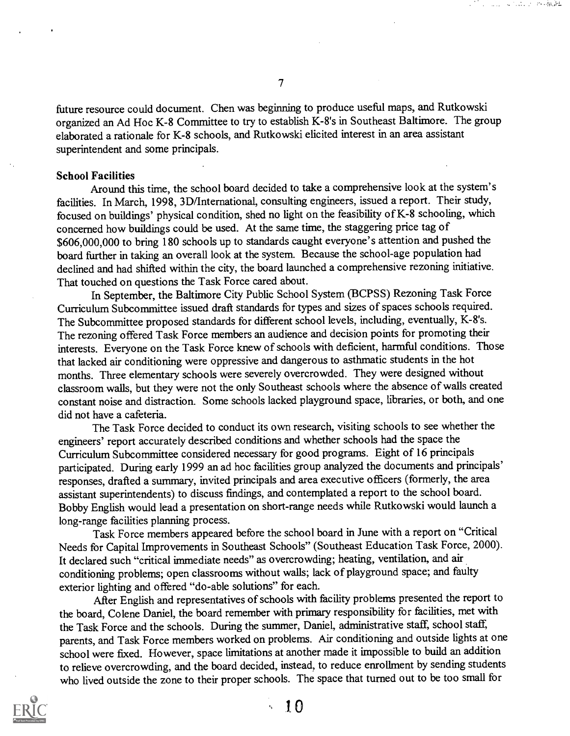future resource could document. Chen was beginning to produce useful maps, and Rutkowski organized an Ad Hoc K-8 Committee to try to establish K-8's in Southeast Baltimore. The group elaborated a rationale for K-8 schools, and Rutkowski elicited interest in an area assistant superintendent and some principals.

**School Facilities**

Around this time, the school board decided to take a comprehensive look at the system's facilities. In March, 1998, 3D/International, consulting engineers, issued a report. Their study, focused on buildings' physical condition, shed no light on the feasibility of K-8 schooling, which concerned how buildings could be used. At the same time, the staggering price tag of $606,000,000 to bring 180 schools up to standards caught everyone's attention and pushed the board further in taking an overall look at the system. Because the school-age population had declined and had shifted within the city, the board launched a comprehensive rezoning initiative. That touched on questions the Task Force cared about.

In September, the Baltimore City Public School System (BCPSS) Rezoning Task Force Curriculum Subcommittee issued draft standards for types and sizes of spaces schools required. The Subcommittee proposed standards for different school levels, including, eventually, K-8's. The rezoning offered Task Force members an audience and decision points for promoting their interests. Everyone on the Task Force knew of schools with deficient, harmful conditions. Those that lacked air conditioning were oppressive and dangerous to asthmatic students in the hot months. Three elementary schools were severely overcrowded. They were designed without classroom walls, but they were not the only Southeast schools where the absence of walls created constant noise and distraction. Some schools lacked playground space, libraries, or both, and one did not have a cafeteria.

The Task Force decided to conduct its own research, visiting schools to see whether the engineers' report accurately described conditions and whether schools had the space the Curriculum Subcommittee considered necessary for good programs. Eight of 16 principals participated. During early 1999 an ad hoc facilities group analyzed the documents and principals' responses, drafted a summary, invited principals and area executive officers (formerly, the area assistant superintendents) to discuss findings, and contemplated a report to the school board. Bobby English would lead a presentation on short-range needs while Rutkowski would launch a long-range facilities planning process.

Task Force members appeared before the school board in June with a report on "Critical Needs for Capital Improvements in Southeast Schools" (Southeast Education Task Force, 2000). It declared such "critical immediate needs" as overcrowding; heating, ventilation, and air conditioning problems; open classrooms without walls; lack of playground space; and faulty exterior lighting and offered "do-able solutions" for each.

After English and representatives of schools with facility problems presented the report to the board, Colene Daniel, the board remember with primary responsibility for facilities, met with the Task Force and the schools. During the summer, Daniel, administrative staff, school staff, parents, and Task Force members worked on problems. Air conditioning and outside lights at one school were fixed. However, space limitations at another made it impossible to build an addition to relieve overcrowding, and the board decided, instead, to reduce enrollment by sending students who lived outside the zone to their proper schools. The space that turned out to be too small for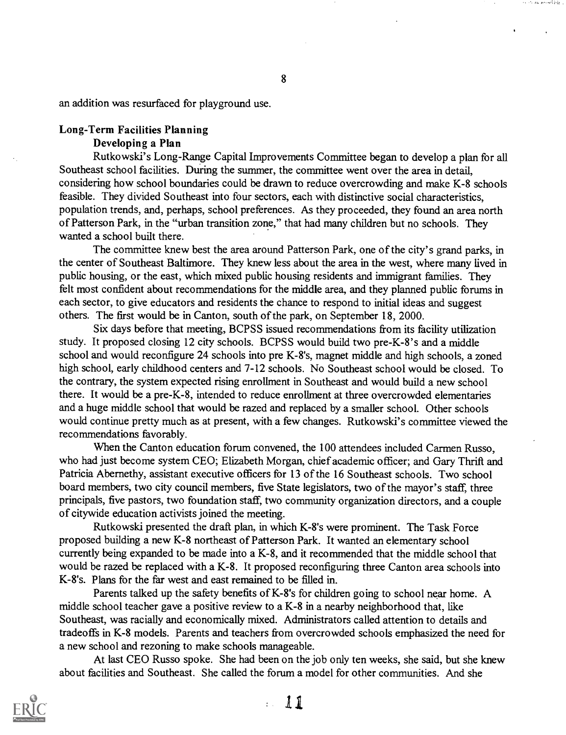an addition was resurfaced for playground use.

## Long-Term Facilities Planning

### Developing a Plan

Rutkowski's Long-Range Capital Improvements Committee began to develop a plan for all Southeast school facilities. During the summer, the committee went over the area in detail, considering how school boundaries could be drawn to reduce overcrowding and make K-8 schools feasible. They divided Southeast into four sectors, each with distinctive social characteristics, population trends, and, perhaps, school preferences. As they proceeded, they found an area north of Patterson Park, in the "urban transition zone," that had many children but no schools. They wanted a school built there.

The committee knew best the area around Patterson Park, one of the city's grand parks, in the center of Southeast Baltimore. They knew less about the area in the west, where many lived in public housing, or the east, which mixed public housing residents and immigrant families. They felt most confident about recommendations for the middle area, and they planned public forums in each sector, to give educators and residents the chance to respond to initial ideas and suggest others. The first would be in Canton, south of the park, on September 18, 2000.

Six days before that meeting, BCPSS issued recommendations from its facility utilization study. It proposed closing 12 city schools. BCPSS would build two pre-K-8's and a middle school and would reconfigure 24 schools into pre K-8's, magnet middle and high schools, a zoned high school, early childhood centers and 7-12 schools. No Southeast school would be closed. To the contrary, the system expected rising enrollment in Southeast and would build a new school there. It would be a pre-K-8, intended to reduce enrollment at three overcrowded elementaries and a huge middle school that would be razed and replaced by a smaller school. Other schools would continue pretty much as at present, with a few changes. Rutkowski's committee viewed the recommendations favorably.

When the Canton education forum convened, the 100 attendees included Carmen Russo, who had just become system CEO; Elizabeth Morgan, chief academic officer; and Gary Thrift and Patricia Abernethy, assistant executive officers for 13 of the 16 Southeast schools. Two school board members, two city council members, five State legislators, two of the mayor's staff, three principals, five pastors, two foundation staff, two community organization directors, and a couple of citywide education activists joined the meeting.

Rutkowski presented the draft plan, in which K-8's were prominent. The Task Force proposed building a new K-8 northeast of Patterson Park. It wanted an elementary school currently being expanded to be made into a K-8, and it recommended that the middle school that would be razed be replaced with a K-8. It proposed reconfiguring three Canton area schools into K-8's. Plans for the far west and east remained to be filled in.

Parents talked up the safety benefits of K-8's for children going to school near home. A middle school teacher gave a positive review to a K-8 in a nearby neighborhood that, like Southeast, was racially and economically mixed. Administrators called attention to details and tradeoffs in K-8 models. Parents and teachers from overcrowded schools emphasized the need for a new school and rezoning to make schools manageable.

At last CEO Russo spoke. She had been on the job only ten weeks, she said, but she knew about facilities and Southeast. She called the forum a model for other communities. And she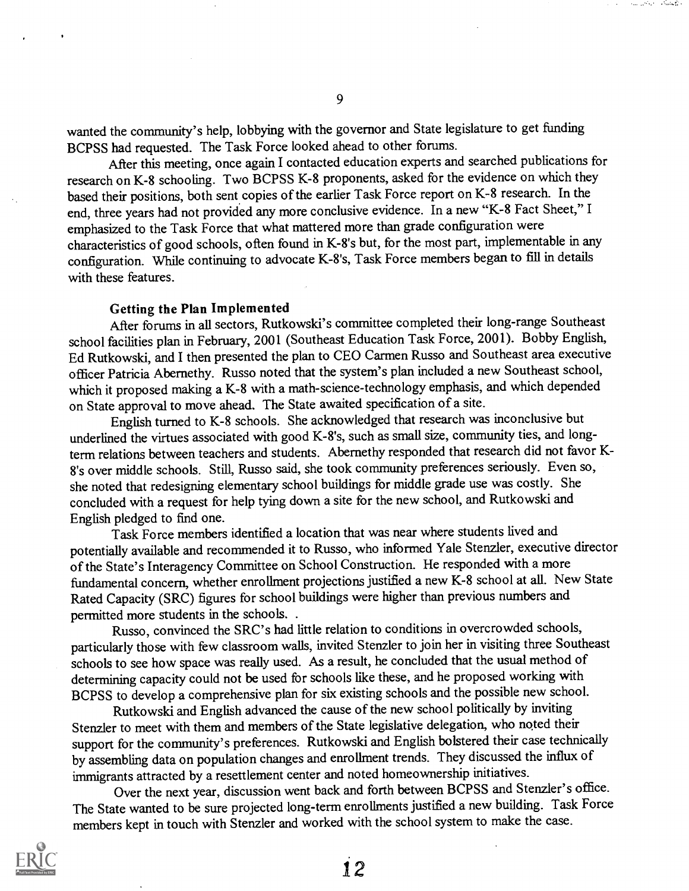wanted the community's help, lobbying with the governor and State legislature to get funding BCPSS had requested. The Task Force looked ahead to other forums.

After this meeting, once again I contacted education experts and searched publications for research on K-8 schooling. Two BCPSS K-8 proponents, asked for the evidence on which they based their positions, both sent copies of the earlier Task Force report on K-8 research. In the end, three years had not provided any more conclusive evidence. In a new "K-8 Fact Sheet," I emphasized to the Task Force that what mattered more than grade configuration were characteristics of good schools, often found in K-8's but, for the most part, implementable in any configuration. While continuing to advocate K-8's, Task Force members began to fill in details with these features.

### Getting the Plan Implemented

After forums in all sectors, Rutkowski's committee completed their long-range Southeast school facilities plan in February, 2001 (Southeast Education Task Force, 2001). Bobby English, Ed Rutkowski, and I then presented the plan to CEO Carmen Russo and Southeast area executive officer Patricia Abernethy. Russo noted that the system's plan included a new Southeast school, which it proposed making a K-8 with a math-science-technology emphasis, and which depended on State approval to move ahead. The State awaited specification of a site.

English turned to K-8 schools. She acknowledged that research was inconclusive but underlined the virtues associated with good K-8's, such as small size, community ties, and long-term relations between teachers and students. Abernethy responded that research did not favor K-8's over middle schools. Still, Russo said, she took community preferences seriously. Even so, she noted that redesigning elementary school buildings for middle grade use was costly. She concluded with a request for help tying down a site for the new school, and Rutkowski and English pledged to find one.

Task Force members identified a location that was near where students lived and potentially available and recommended it to Russo, who informed Yale Stenzler, executive director of the State's Interagency Committee on School Construction. He responded with a more fundamental concern, whether enrollment projections justified a new K-8 school at all. New State Rated Capacity (SRC) figures for school buildings were higher than previous numbers and permitted more students in the schools. .

Russo, convinced the SRC's had little relation to conditions in overcrowded schools, particularly those with few classroom walls, invited Stenzler to join her in visiting three Southeast schools to see how space was really used. As a result, he concluded that the usual method of determining capacity could not be used for schools like these, and he proposed working with BCPSS to develop a comprehensive plan for six existing schools and the possible new school.

Rutkowski and English advanced the cause of the new school politically by inviting Stenzler to meet with them and members of the State legislative delegation, who noted their support for the community's preferences. Rutkowski and English bolstered their case technically by assembling data on population changes and enrollment trends. They discussed the influx of immigrants attracted by a resettlement center and noted homeownership initiatives.

Over the next year, discussion went back and forth between BCPSS and Stenzler's office. The State wanted to be sure projected long-term enrollments justified a new building. Task Force members kept in touch with Stenzler and worked with the school system to make the case.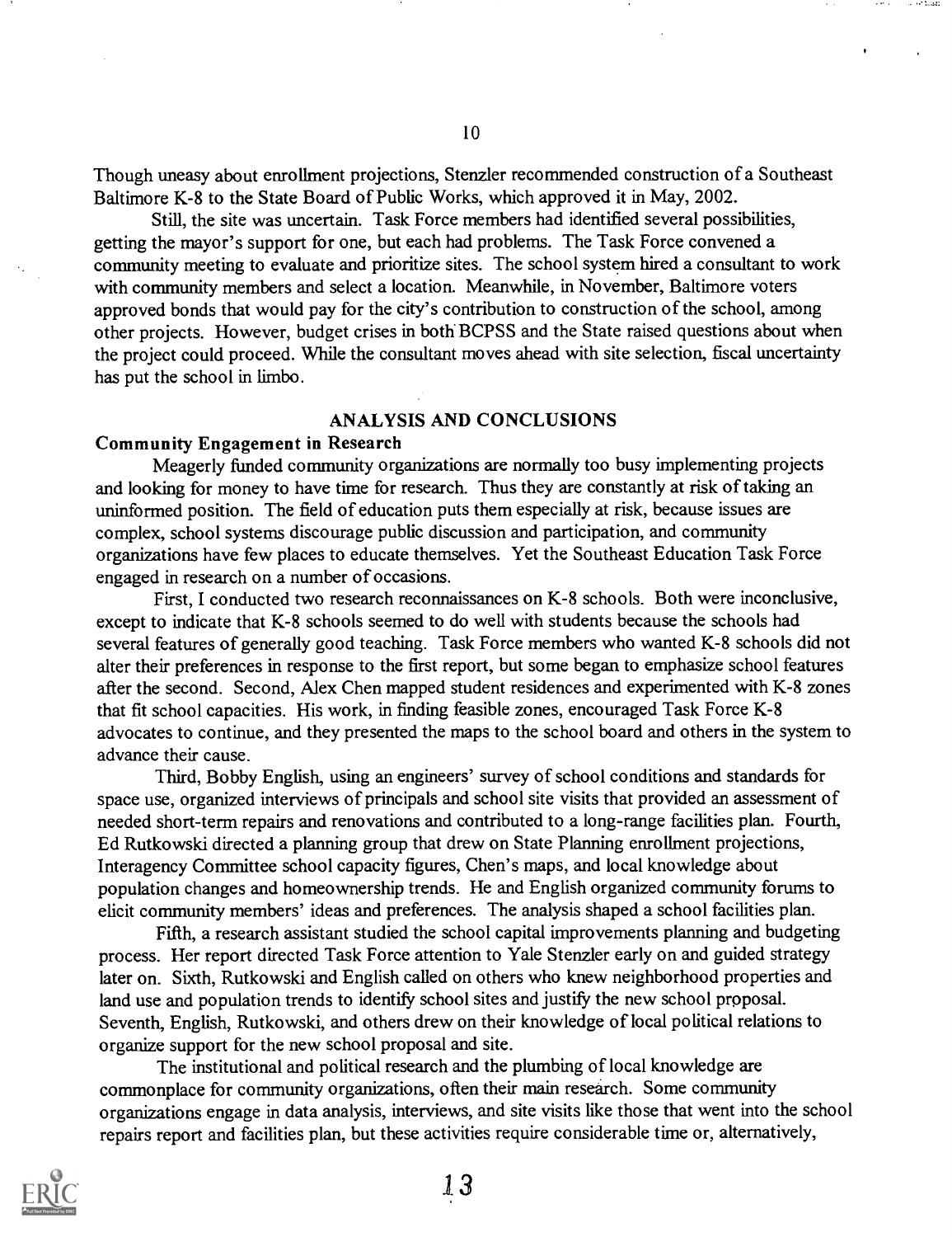Though uneasy about enrollment projections, Stenzler recommended construction of a Southeast Baltimore K-8 to the State Board of Public Works, which approved it in May, 2002.

Still, the site was uncertain. Task Force members had identified several possibilities, getting the mayor's support for one, but each had problems. The Task Force convened a community meeting to evaluate and prioritize sites. The school system hired a consultant to work with community members and select a location. Meanwhile, in November, Baltimore voters approved bonds that would pay for the city's contribution to construction of the school, among other projects. However, budget crises in both BCPSS and the State raised questions about when the project could proceed. While the consultant moves ahead with site selection, fiscal uncertainty has put the school in limbo.

## ANALYSIS AND CONCLUSIONS

### Community Engagement in Research

Meagerly funded community organizations are normally too busy implementing projects and looking for money to have time for research. Thus they are constantly at risk of taking an uninformed position. The field of education puts them especially at risk, because issues are complex, school systems discourage public discussion and participation, and community organizations have few places to educate themselves. Yet the Southeast Education Task Force engaged in research on a number of occasions.

First, I conducted two research reconnaissances on K-8 schools. Both were inconclusive, except to indicate that K-8 schools seemed to do well with students because the schools had several features of generally good teaching. Task Force members who wanted K-8 schools did not alter their preferences in response to the first report, but some began to emphasize school features after the second. Second, Alex Chen mapped student residences and experimented with K-8 zones that fit school capacities. His work, in finding feasible zones, encouraged Task Force K-8 advocates to continue, and they presented the maps to the school board and others in the system to advance their cause.

Third, Bobby English, using an engineers' survey of school conditions and standards for space use, organized interviews of principals and school site visits that provided an assessment of needed short-term repairs and renovations and contributed to a long-range facilities plan. Fourth, Ed Rutkowski directed a planning group that drew on State Planning enrollment projections, Interagency Committee school capacity figures, Chen's maps, and local knowledge about population changes and homeownership trends. He and English organized community forums to elicit community members' ideas and preferences. The analysis shaped a school facilities plan.

Fifth, a research assistant studied the school capital improvements planning and budgeting process. Her report directed Task Force attention to Yale Stenzler early on and guided strategy later on. Sixth, Rutkowski and English called on others who knew neighborhood properties and land use and population trends to identify school sites and justify the new school proposal. Seventh, English, Rutkowski, and others drew on their knowledge of local political relations to organize support for the new school proposal and site.

The institutional and political research and the plumbing of local knowledge are commonplace for community organizations, often their main research. Some community organizations engage in data analysis, interviews, and site visits like those that went into the school repairs report and facilities plan, but these activities require considerable time or, alternatively,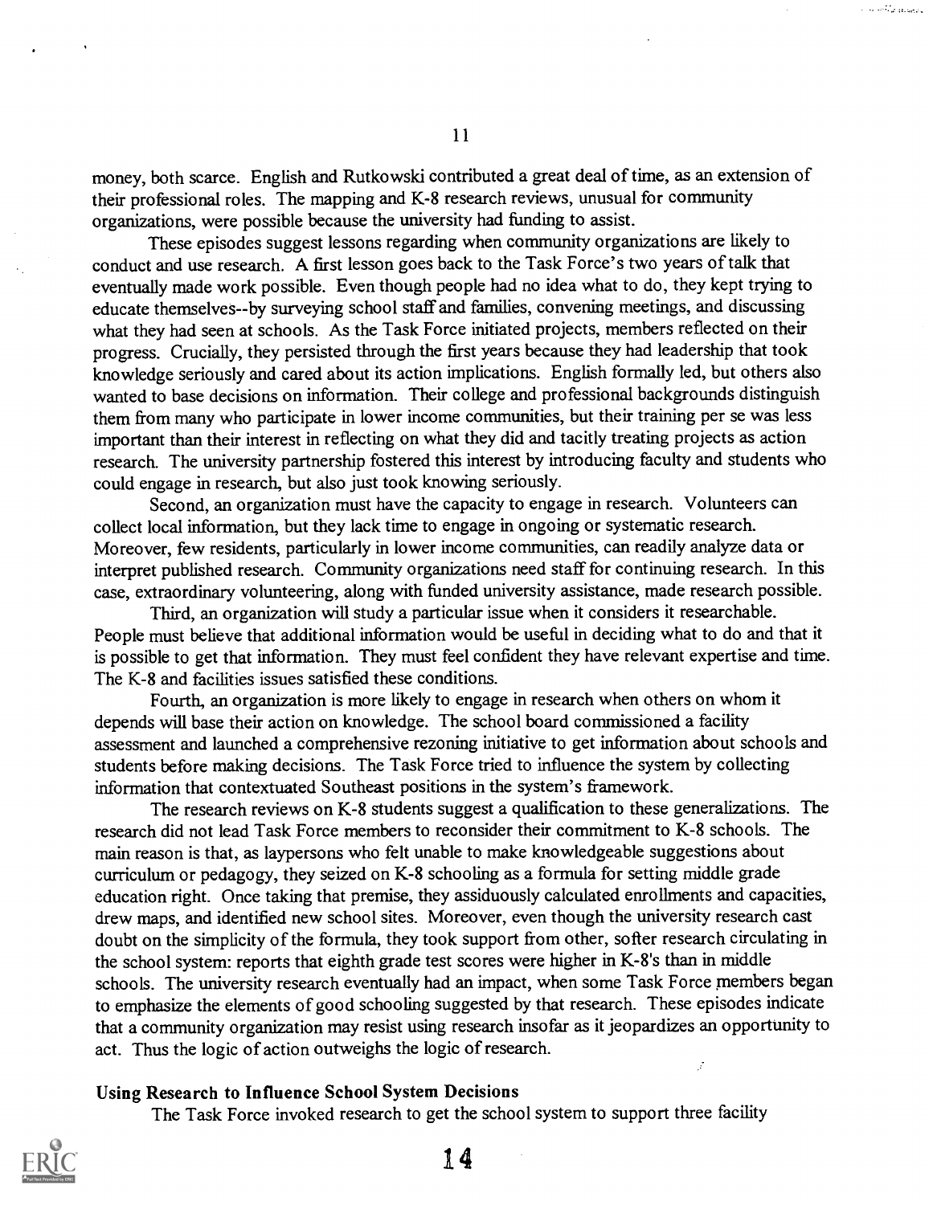money, both scarce. English and Rutkowski contributed a great deal of time, as an extension of their professional roles. The mapping and K-8 research reviews, unusual for community organizations, were possible because the university had funding to assist.

These episodes suggest lessons regarding when community organizations are likely to conduct and use research. A first lesson goes back to the Task Force's two years of talk that eventually made work possible. Even though people had no idea what to do, they kept trying to educate themselves--by surveying school staff and families, convening meetings, and discussing what they had seen at schools. As the Task Force initiated projects, members reflected on their progress. Crucially, they persisted through the first years because they had leadership that took knowledge seriously and cared about its action implications. English formally led, but others also wanted to base decisions on information. Their college and professional backgrounds distinguish them from many who participate in lower income communities, but their training per se was less important than their interest in reflecting on what they did and tacitly treating projects as action research. The university partnership fostered this interest by introducing faculty and students who could engage in research, but also just took knowing seriously.

Second, an organization must have the capacity to engage in research. Volunteers can collect local information, but they lack time to engage in ongoing or systematic research. Moreover, few residents, particularly in lower income communities, can readily analyze data or interpret published research. Community organizations need staff for continuing research. In this case, extraordinary volunteering, along with funded university assistance, made research possible.

Third, an organization will study a particular issue when it considers it researchable. People must believe that additional information would be useful in deciding what to do and that it is possible to get that information. They must feel confident they have relevant expertise and time. The K-8 and facilities issues satisfied these conditions.

Fourth, an organization is more likely to engage in research when others on whom it depends will base their action on knowledge. The school board commissioned a facility assessment and launched a comprehensive rezoning initiative to get information about schools and students before making decisions. The Task Force tried to influence the system by collecting information that contextuated Southeast positions in the system's framework.

The research reviews on K-8 students suggest a qualification to these generalizations. The research did not lead Task Force members to reconsider their commitment to K-8 schools. The main reason is that, as laypersons who felt unable to make knowledgeable suggestions about curriculum or pedagogy, they seized on K-8 schooling as a formula for setting middle grade education right. Once taking that premise, they assiduously calculated enrollments and capacities, drew maps, and identified new school sites. Moreover, even though the university research cast doubt on the simplicity of the formula, they took support from other, softer research circulating in the school system: reports that eighth grade test scores were higher in K-8's than in middle schools. The university research eventually had an impact, when some Task Force members began to emphasize the elements of good schooling suggested by that research. These episodes indicate that a community organization may resist using research insofar as it jeopardizes an opportunity to act. Thus the logic of action outweighs the logic of research.

## Using Research to Influence School System Decisions

The Task Force invoked research to get the school system to support three facility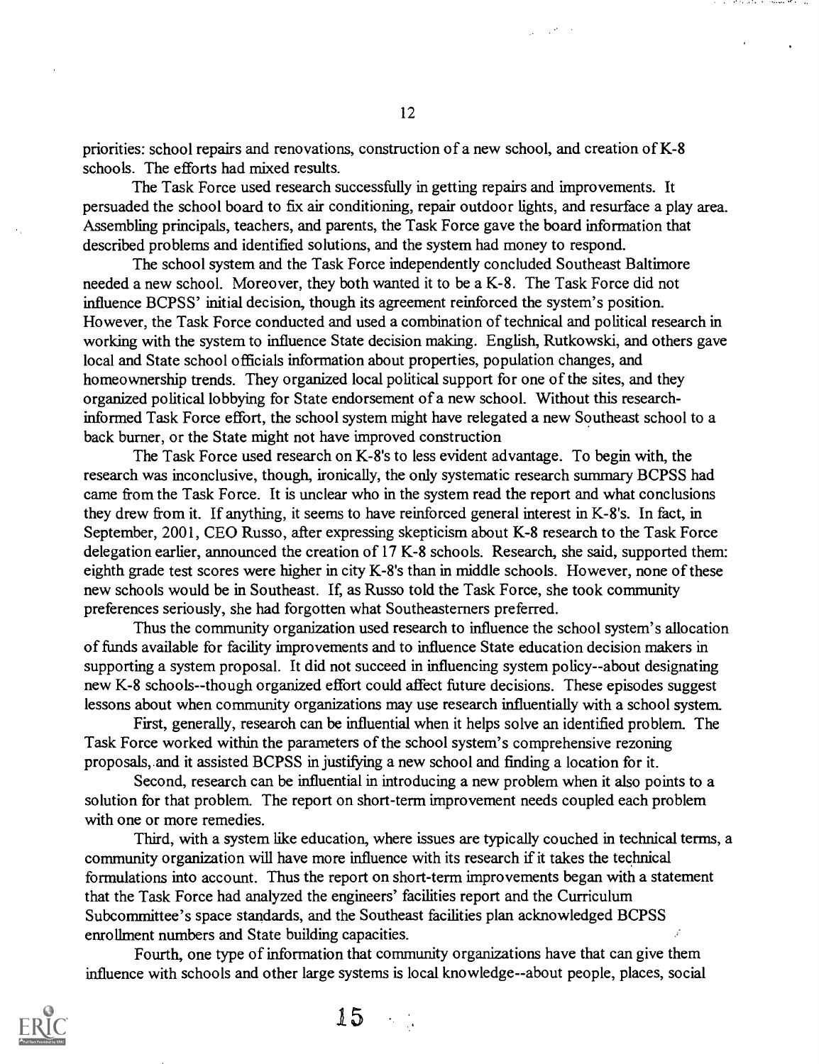priorities: school repairs and renovations, construction of a new school, and creation of K-8 schools. The efforts had mixed results.

The Task Force used research successfully in getting repairs and improvements. It persuaded the school board to fix air conditioning, repair outdoor lights, and resurface a play area. Assembling principals, teachers, and parents, the Task Force gave the board information that described problems and identified solutions, and the system had money to respond.

The school system and the Task Force independently concluded Southeast Baltimore needed a new school. Moreover, they both wanted it to be a K-8. The Task Force did not influence BCPSS' initial decision, though its agreement reinforced the system's position. However, the Task Force conducted and used a combination of technical and political research in working with the system to influence State decision making. English, Rutkowski, and others gave local and State school officials information about properties, population changes, and homeownership trends. They organized local political support for one of the sites, and they organized political lobbying for State endorsement of a new school. Without this research-informed Task Force effort, the school system might have relegated a new Southeast school to a back burner, or the State might not have improved construction

The Task Force used research on K-8's to less evident advantage. To begin with, the research was inconclusive, though, ironically, the only systematic research summary BCPSS had came from the Task Force. It is unclear who in the system read the report and what conclusions they drew from it. If anything, it seems to have reinforced general interest in K-8's. In fact, in September, 2001, CEO Russo, after expressing skepticism about K-8 research to the Task Force delegation earlier, announced the creation of 17 K-8 schools. Research, she said, supported them: eighth grade test scores were higher in city K-8's than in middle schools. However, none of these new schools would be in Southeast. If, as Russo told the Task Force, she took community preferences seriously, she had forgotten what Southeasterners preferred.

Thus the community organization used research to influence the school system's allocation of funds available for facility improvements and to influence State education decision makers in supporting a system proposal. It did not succeed in influencing system policy--about designating new K-8 schools--though organized effort could affect future decisions. These episodes suggest lessons about when community organizations may use research influentially with a school system.

First, generally, research can be influential when it helps solve an identified problem. The Task Force worked within the parameters of the school system's comprehensive rezoning proposals, and it assisted BCPSS in justifying a new school and finding a location for it.

Second, research can be influential in introducing a new problem when it also points to a solution for that problem. The report on short-term improvement needs coupled each problem with one or more remedies.

Third, with a system like education, where issues are typically couched in technical terms, a community organization will have more influence with its research if it takes the technical formulations into account. Thus the report on short-term improvements began with a statement that the Task Force had analyzed the engineers' facilities report and the Curriculum Subcommittee's space standards, and the Southeast facilities plan acknowledged BCPSS enrollment numbers and State building capacities.

Fourth, one type of information that community organizations have that can give them influence with schools and other large systems is local knowledge--about people, places, social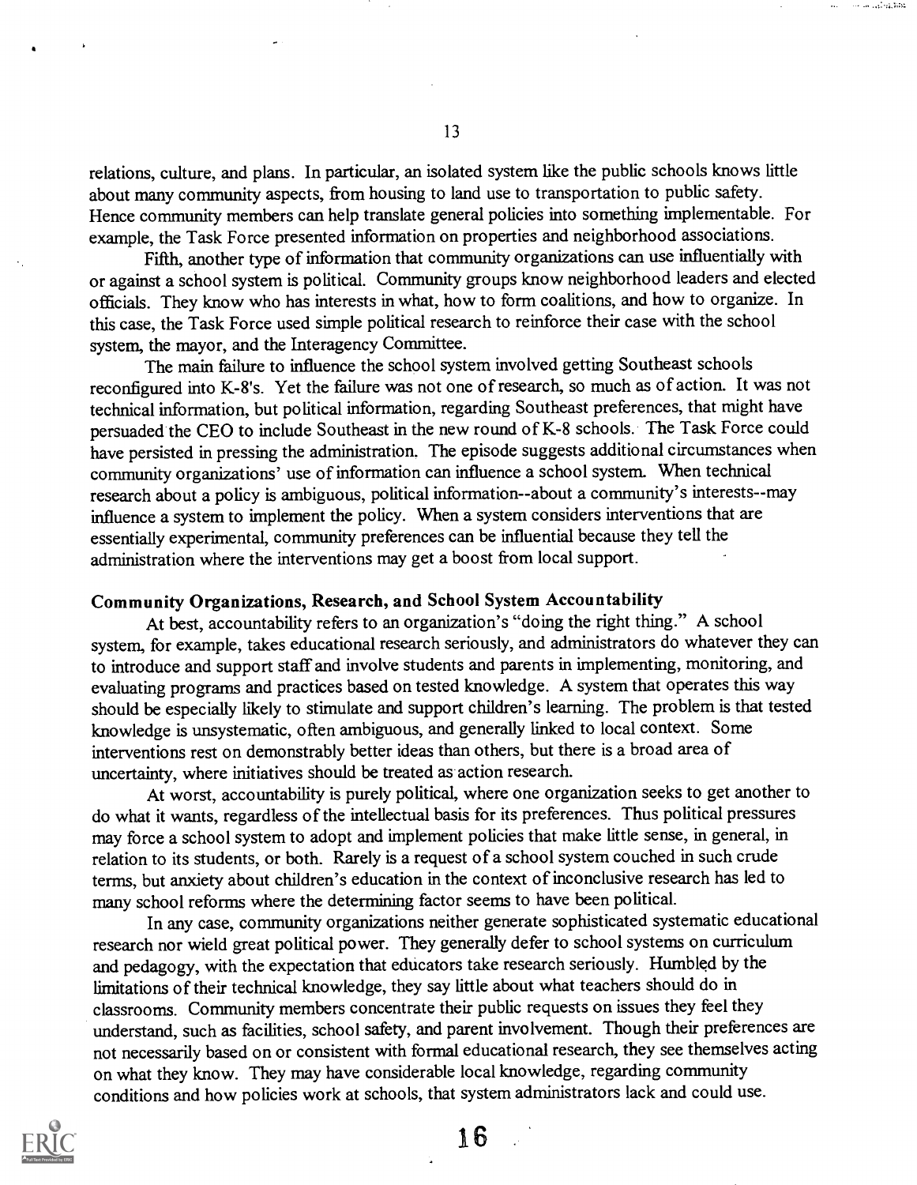relations, culture, and plans. In particular, an isolated system like the public schools knows little about many community aspects, from housing to land use to transportation to public safety. Hence community members can help translate general policies into something implementable. For example, the Task Force presented information on properties and neighborhood associations.

Fifth, another type of information that community organizations can use influentially with or against a school system is political. Community groups know neighborhood leaders and elected officials. They know who has interests in what, how to form coalitions, and how to organize. In this case, the Task Force used simple political research to reinforce their case with the school system, the mayor, and the Interagency Committee.

The main failure to influence the school system involved getting Southeast schools reconfigured into K-8's. Yet the failure was not one of research, so much as of action. It was not technical information, but political information, regarding Southeast preferences, that might have persuaded the CEO to include Southeast in the new round of K-8 schools. The Task Force could have persisted in pressing the administration. The episode suggests additional circumstances when community organizations' use of information can influence a school system. When technical research about a policy is ambiguous, political information--about a community's interests--may influence a system to implement the policy. When a system considers interventions that are essentially experimental, community preferences can be influential because they tell the administration where the interventions may get a boost from local support.

### Community Organizations, Research, and School System Accountability

At best, accountability refers to an organization's "doing the right thing." A school system, for example, takes educational research seriously, and administrators do whatever they can to introduce and support staff and involve students and parents in implementing, monitoring, and evaluating programs and practices based on tested knowledge. A system that operates this way should be especially likely to stimulate and support children's learning. The problem is that tested knowledge is unsystematic, often ambiguous, and generally linked to local context. Some interventions rest on demonstrably better ideas than others, but there is a broad area of uncertainty, where initiatives should be treated as action research.

At worst, accountability is purely political, where one organization seeks to get another to do what it wants, regardless of the intellectual basis for its preferences. Thus political pressures may force a school system to adopt and implement policies that make little sense, in general, in relation to its students, or both. Rarely is a request of a school system couched in such crude terms, but anxiety about children's education in the context of inconclusive research has led to many school reforms where the determining factor seems to have been political.

In any case, community organizations neither generate sophisticated systematic educational research nor wield great political power. They generally defer to school systems on curriculum and pedagogy, with the expectation that educators take research seriously. Humbled by the limitations of their technical knowledge, they say little about what teachers should do in classrooms. Community members concentrate their public requests on issues they feel they understand, such as facilities, school safety, and parent involvement. Though their preferences are not necessarily based on or consistent with formal educational research, they see themselves acting on what they know. They may have considerable local knowledge, regarding community conditions and how policies work at schools, that system administrators lack and could use.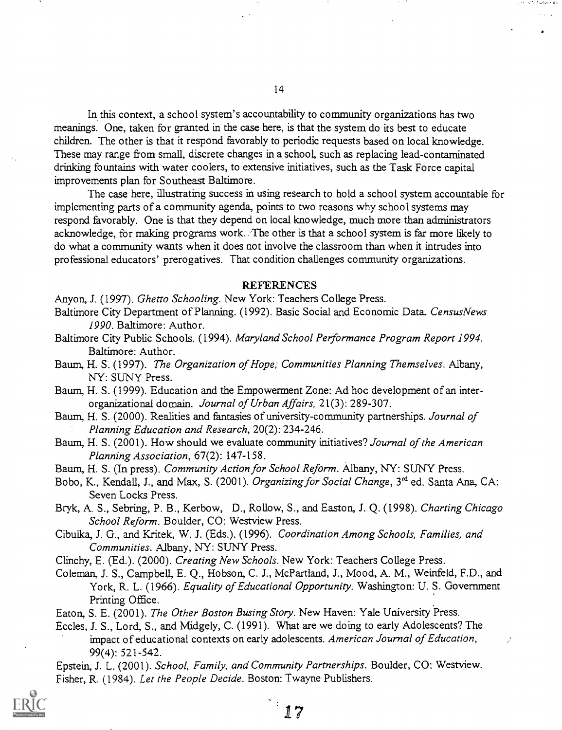In this context, a school system's accountability to community organizations has two meanings. One, taken for granted in the case here, is that the system do its best to educate children. The other is that it respond favorably to periodic requests based on local knowledge. These may range from small, discrete changes in a school, such as replacing lead-contaminated drinking fountains with water coolers, to extensive initiatives, such as the Task Force capital improvements plan for Southeast Baltimore.

The case here, illustrating success in using research to hold a school system accountable for implementing parts of a community agenda, points to two reasons why school systems may respond favorably. One is that they depend on local knowledge, much more than administrators acknowledge, for making programs work. The other is that a school system is far more likely to do what a community wants when it does not involve the classroom than when it intrudes into professional educators' prerogatives. That condition challenges community organizations.

## REFERENCES

Anyon, J. (1997). *Ghetto Schooling*. New York: Teachers College Press.

Baltimore City Department of Planning. (1992). Basic Social and Economic Data. *CensusNews 1990*. Baltimore: Author.

Baltimore City Public Schools. (1994). *Maryland School Performance Program Report 1994*. Baltimore: Author.

Baum, H. S. (1997). *The Organization of Hope; Communities Planning Themselves*. Albany, NY: SUNY Press.

Baum, H. S. (1999). Education and the Empowerment Zone: Ad hoc development of an inter-organizational domain. *Journal of Urban Affairs*, 21(3): 289-307.

Baum, H. S. (2000). Realities and fantasies of university-community partnerships. *Journal of Planning Education and Research*, 20(2): 234-246.

Baum, H. S. (2001). How should we evaluate community initiatives? *Journal of the American Planning Association*, 67(2): 147-158.

Baum, H. S. (In press). *Community Action for School Reform*. Albany, NY: SUNY Press.

Bobo, K., Kendall, J., and Max, S. (2001). *Organizing for Social Change*, 3rd ed. Santa Ana, CA: Seven Locks Press.

Bryk, A. S., Sebring, P. B., Kerbow, D., Rollow, S., and Easton, J. Q. (1998). *Charting Chicago School Reform*. Boulder, CO: Westview Press.

Cibulka, J. G., and Kritek, W. J. (Eds.). (1996). *Coordination Among Schools, Families, and Communities*. Albany, NY: SUNY Press.

Clinchy, E. (Ed.). (2000). *Creating New Schools*. New York: Teachers College Press.

Coleman, J. S., Campbell, E. Q., Hobson, C. J., McPartland, J., Mood, A. M., Weinfeld, F.D., and York, R. L. (1966). *Equality of Educational Opportunity*. Washington: U. S. Government Printing Office.

Eaton, S. E. (2001). *The Other Boston Busing Story*. New Haven: Yale University Press.

Eccles, J. S., Lord, S., and Midgely, C. (1991). What are we doing to early Adolescents? The impact of educational contexts on early adolescents. *American Journal of Education*, 99(4): 521-542.

Epstein, J. L. (2001). *School, Family, and Community Partnerships*. Boulder, CO: Westview.

Fisher, R. (1984). *Let the People Decide*. Boston: Twayne Publishers.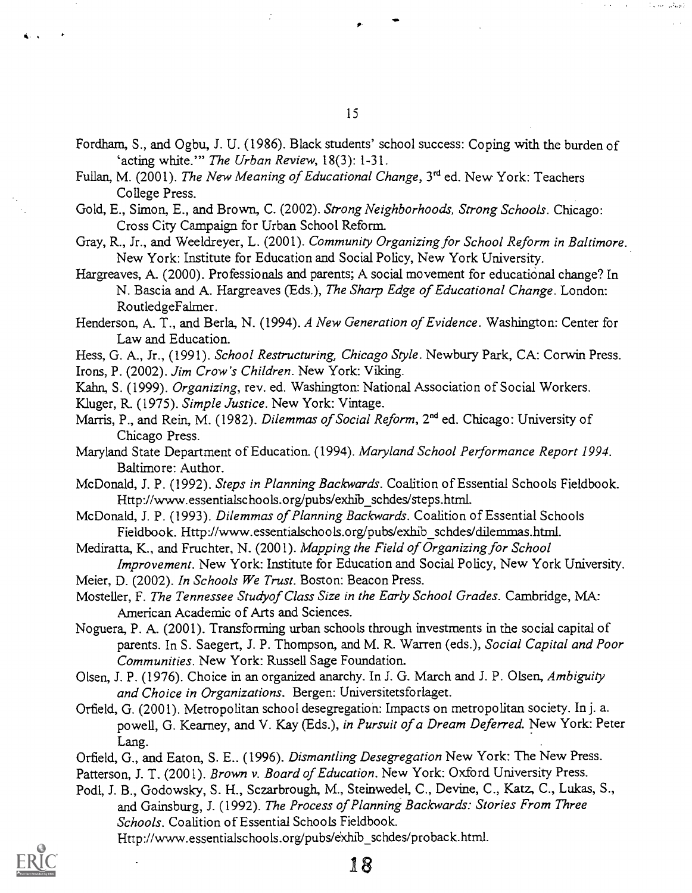Fordham, S., and Ogbu, J. U. (1986). Black students' school success: Coping with the burden of 'acting white.'" *The Urban Review*, 18(3): 1-31.

Fullan, M. (2001). *The New Meaning of Educational Change*, 3rd ed. New York: Teachers College Press.

Gold, E., Simon, E., and Brown, C. (2002). *Strong Neighborhoods, Strong Schools*. Chicago: Cross City Campaign for Urban School Reform.

Gray, R., Jr., and Weeldreyer, L. (2001). *Community Organizing for School Reform in Baltimore*. New York: Institute for Education and Social Policy, New York University.

Hargreaves, A. (2000). Professionals and parents; A social movement for educational change? In N. Bascia and A. Hargreaves (Eds.), *The Sharp Edge of Educational Change*. London: RoutledgeFalmer.

Henderson, A. T., and Berla, N. (1994). *A New Generation of Evidence*. Washington: Center for Law and Education.

Hess, G. A., Jr., (1991). *School Restructuring, Chicago Style*. Newbury Park, CA: Corwin Press.

Irons, P. (2002). *Jim Crow's Children*. New York: Viking.

Kahn, S. (1999). *Organizing*, rev. ed. Washington: National Association of Social Workers.

Kluger, R. (1975). *Simple Justice*. New York: Vintage.

Marris, P., and Rein, M. (1982). *Dilemmas of Social Reform*, 2nd ed. Chicago: University of Chicago Press.

Maryland State Department of Education. (1994). *Maryland School Performance Report 1994*. Baltimore: Author.

McDonald, J. P. (1992). *Steps in Planning Backwards*. Coalition of Essential Schools Fieldbook. Http://www.essentialschools.org/pubs/exhib_schdes/steps.html.

McDonald, J. P. (1993). *Dilemmas of Planning Backwards*. Coalition of Essential Schools Fieldbook. Http://www.essentialschools.org/pubs/exhib_schdes/dilemmas.html.

Mediratta, K., and Fruchter, N. (2001). *Mapping the Field of Organizing for School Improvement*. New York: Institute for Education and Social Policy, New York University.

Meier, D. (2002). *In Schools We Trust*. Boston: Beacon Press.

Mosteller, F. *The Tennessee Studyof Class Size in the Early School Grades*. Cambridge, MA: American Academic of Arts and Sciences.

Noguera, P. A. (2001). Transforming urban schools through investments in the social capital of parents. In S. Saegert, J. P. Thompson, and M. R. Warren (eds.), *Social Capital and Poor Communities*. New York: Russell Sage Foundation.

Olsen, J. P. (1976). Choice in an organized anarchy. In J. G. March and J. P. Olsen, *Ambiguity and Choice in Organizations*. Bergen: Universitetsforlaget.

Orfield, G. (2001). Metropolitan school desegregation: Impacts on metropolitan society. In j. a. powell, G. Kearney, and V. Kay (Eds.), *in Pursuit of a Dream Deferred*. New York: Peter Lang.

Orfield, G., and Eaton, S. E.. (1996). *Dismantling Desegregation* New York: The New Press.

Patterson, J. T. (2001). *Brown v. Board of Education*. New York: Oxford University Press.

Podl, J. B., Godowsky, S. H., Sczarbrough, M., Steinwedel, C., Devine, C., Katz, C., Lukas, S., and Gainsburg, J. (1992). *The Process of Planning Backwards: Stories From Three Schools*. Coalition of Essential Schools Fieldbook. Http://www.essentialschools.org/pubs/exhib_schdes/proback.html.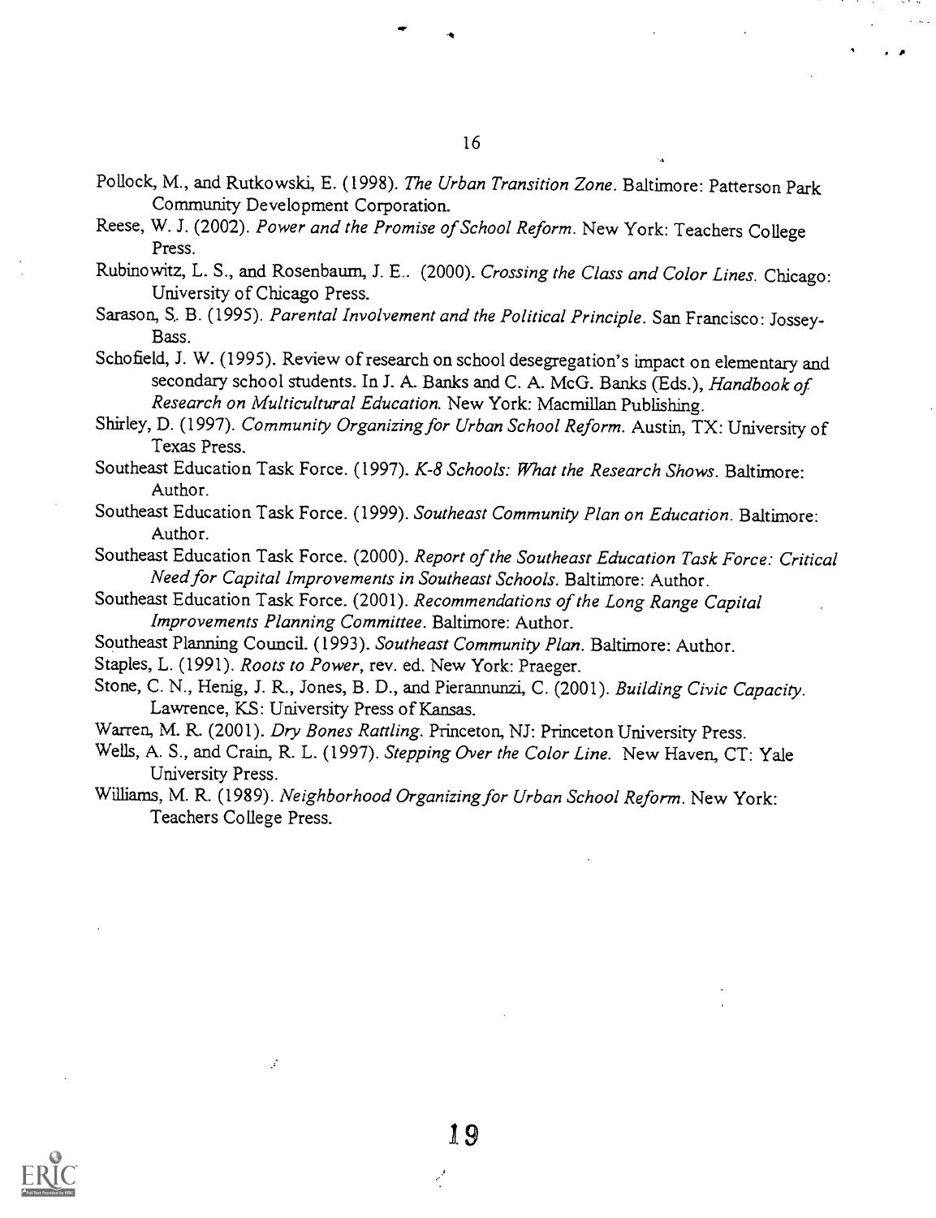Pollock, M., and Rutkowski, E. (1998). *The Urban Transition Zone*. Baltimore: Patterson Park Community Development Corporation.

Reese, W. J. (2002). *Power and the Promise of School Reform*. New York: Teachers College Press.

Rubinowitz, L. S., and Rosenbaum, J. E.. (2000). *Crossing the Class and Color Lines*. Chicago: University of Chicago Press.

Sarason, S. B. (1995). *Parental Involvement and the Political Principle*. San Francisco: Jossey-Bass.

Schofield, J. W. (1995). Review of research on school desegregation's impact on elementary and secondary school students. In J. A. Banks and C. A. McG. Banks (Eds.), *Handbook of Research on Multicultural Education*. New York: Macmillan Publishing.

Shirley, D. (1997). *Community Organizing for Urban School Reform*. Austin, TX: University of Texas Press.

Southeast Education Task Force. (1997). *K-8 Schools: What the Research Shows*. Baltimore: Author.

Southeast Education Task Force. (1999). *Southeast Community Plan on Education*. Baltimore: Author.

Southeast Education Task Force. (2000). *Report of the Southeast Education Task Force: Critical Need for Capital Improvements in Southeast Schools*. Baltimore: Author.

Southeast Education Task Force. (2001). *Recommendations of the Long Range Capital Improvements Planning Committee*. Baltimore: Author.

Southeast Planning Council. (1993). *Southeast Community Plan*. Baltimore: Author.

Staples, L. (1991). *Roots to Power*, rev. ed. New York: Praeger.

Stone, C. N., Henig, J. R., Jones, B. D., and Pierannunzi, C. (2001). *Building Civic Capacity*. Lawrence, KS: University Press of Kansas.

Warren, M. R. (2001). *Dry Bones Rattling*. Princeton, NJ: Princeton University Press.

Wells, A. S., and Crain, R. L. (1997). *Stepping Over the Color Line*. New Haven, CT: Yale University Press.

Williams, M. R. (1989). *Neighborhood Organizing for Urban School Reform*. New York: Teachers College Press.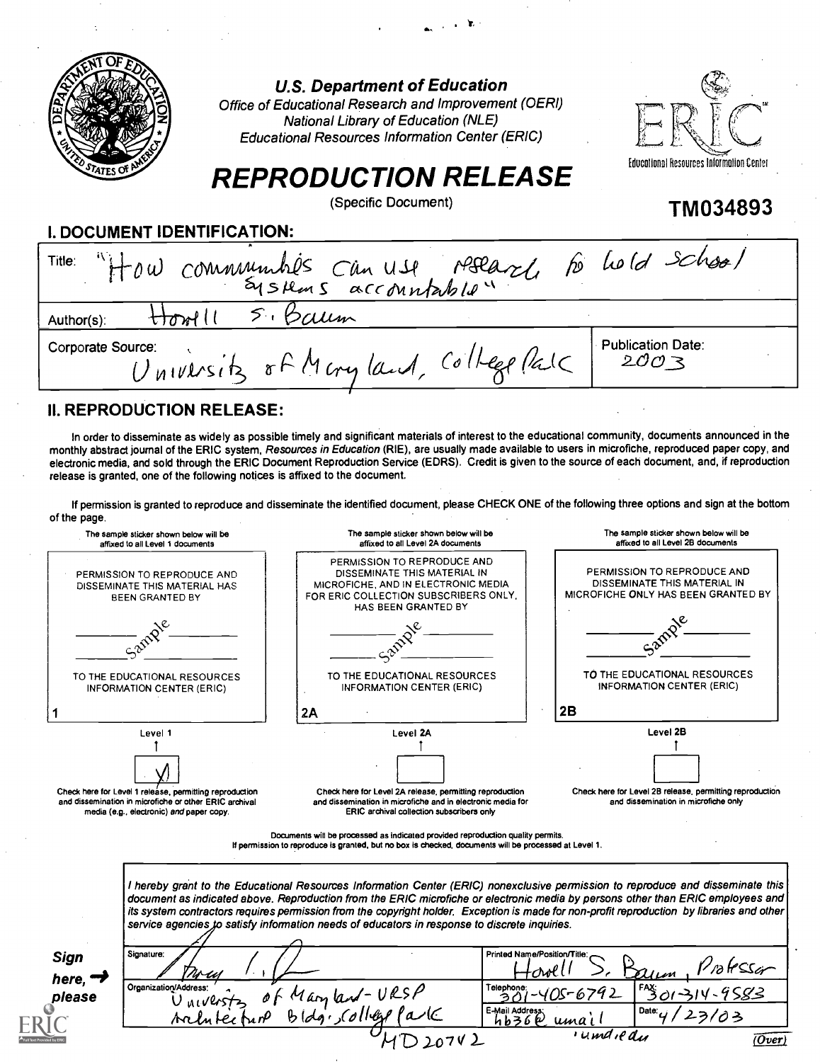**U.S. Department of Education**
*Office of Educational Research and Improvement (OERI)*
*National Library of Education (NLE)*
*Educational Resources Information Center (ERIC)*

# REPRODUCTION RELEASE

(Specific Document)

**TM034893**

## I. DOCUMENT IDENTIFICATION:

Title: "How communities can use research to hold school systems accountable"

Author(s): Howell S. Baum

Corporate Source: University of Maryland, College Park

Publication Date: 2003

## II. REPRODUCTION RELEASE:

In order to disseminate as widely as possible timely and significant materials of interest to the educational community, documents announced in the monthly abstract journal of the ERIC system, *Resources in Education* (RIE), are usually made available to users in microfiche, reproduced paper copy, and electronic media, and sold through the ERIC Document Reproduction Service (EDRS). Credit is given to the source of each document, and, if reproduction release is granted, one of the following notices is affixed to the document.

If permission is granted to reproduce and disseminate the identified document, please CHECK ONE of the following three options and sign at the bottom of the page.

| The sample sticker shown below will be affixed to all Level 1 documents | The sample sticker shown below will be affixed to all Level 2A documents | The sample sticker shown below will be affixed to all Level 2B documents |
|---|---|---|
| PERMISSION TO REPRODUCE AND DISSEMINATE THIS MATERIAL HAS BEEN GRANTED BY ______ Sample ______ TO THE EDUCATIONAL RESOURCES INFORMATION CENTER (ERIC) | PERMISSION TO REPRODUCE AND DISSEMINATE THIS MATERIAL IN MICROFICHE, AND IN ELECTRONIC MEDIA FOR ERIC COLLECTION SUBSCRIBERS ONLY, HAS BEEN GRANTED BY ______ Sample ______ TO THE EDUCATIONAL RESOURCES INFORMATION CENTER (ERIC) | PERMISSION TO REPRODUCE AND DISSEMINATE THIS MATERIAL IN MICROFICHE ONLY HAS BEEN GRANTED BY ______ Sample ______ TO THE EDUCATIONAL RESOURCES INFORMATION CENTER (ERIC) |
| 1 | 2A | 2B |
| Level 1 | Level 2A | Level 2B |
| [X] | [ ] | [ ] |
| Check here for Level 1 release, permitting reproduction and dissemination in microfiche or other ERIC archival media (e.g., electronic) *and* paper copy. | Check here for Level 2A release, permitting reproduction and dissemination in microfiche and in electronic media for ERIC archival collection subscribers only | Check here for Level 2B release, permitting reproduction and dissemination in microfiche only |

Documents will be processed as indicated provided reproduction quality permits.
If permission to reproduce is granted, but no box is checked, documents will be processed at Level 1.

*I hereby grant to the Educational Resources Information Center (ERIC) nonexclusive permission to reproduce and disseminate this document as indicated above. Reproduction from the ERIC microfiche or electronic media by persons other than ERIC employees and its system contractors requires permission from the copyright holder. Exception is made for non-profit reproduction by libraries and other service agencies to satisfy information needs of educators in response to discrete inquiries.*

**Sign here, → please**

| Signature: [signature] | Printed Name/Position/Title: Howell S. Baum, Professor | |
|---|---|---|
| Organization/Address: University of Maryland - URSP Architecture Bldg., College Park MD 20742 | Telephone: 301-405-6792 | FAX: 301-314-9583 |
| | E-Mail Address: hb36@umail.umd.edu | Date: 4/23/03 |

(Over)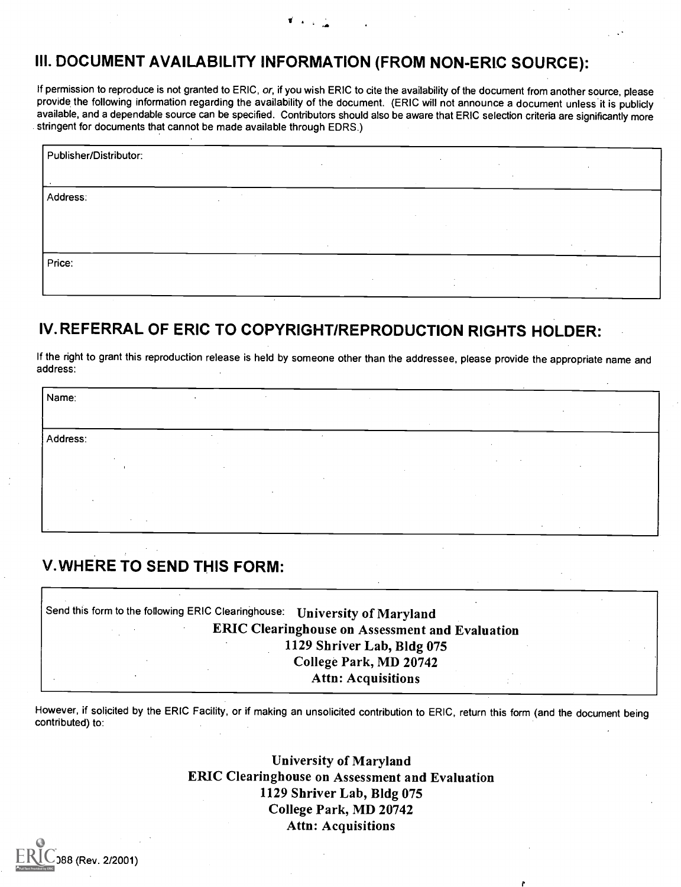## III. DOCUMENT AVAILABILITY INFORMATION (FROM NON-ERIC SOURCE):

If permission to reproduce is not granted to ERIC, *or*, if you wish ERIC to cite the availability of the document from another source, please provide the following information regarding the availability of the document. (ERIC will not announce a document unless it is publicly available, and a dependable source can be specified. Contributors should also be aware that ERIC selection criteria are significantly more stringent for documents that cannot be made available through EDRS.)

| |
|---|
| Publisher/Distributor: |
| Address: |
| Price: |

## IV. REFERRAL OF ERIC TO COPYRIGHT/REPRODUCTION RIGHTS HOLDER:

If the right to grant this reproduction release is held by someone other than the addressee, please provide the appropriate name and address:

| |
|---|
| Name: |
| Address: |

## V. WHERE TO SEND THIS FORM:

Send this form to the following ERIC Clearinghouse: **University of Maryland**
**ERIC Clearinghouse on Assessment and Evaluation**
**1129 Shriver Lab, Bldg 075**
**College Park, MD 20742**
**Attn: Acquisitions**

However, if solicited by the ERIC Facility, or if making an unsolicited contribution to ERIC, return this form (and the document being contributed) to:

**University of Maryland**
**ERIC Clearinghouse on Assessment and Evaluation**
**1129 Shriver Lab, Bldg 075**
**College Park, MD 20742**
**Attn: Acquisitions**

088 (Rev. 2/2001)